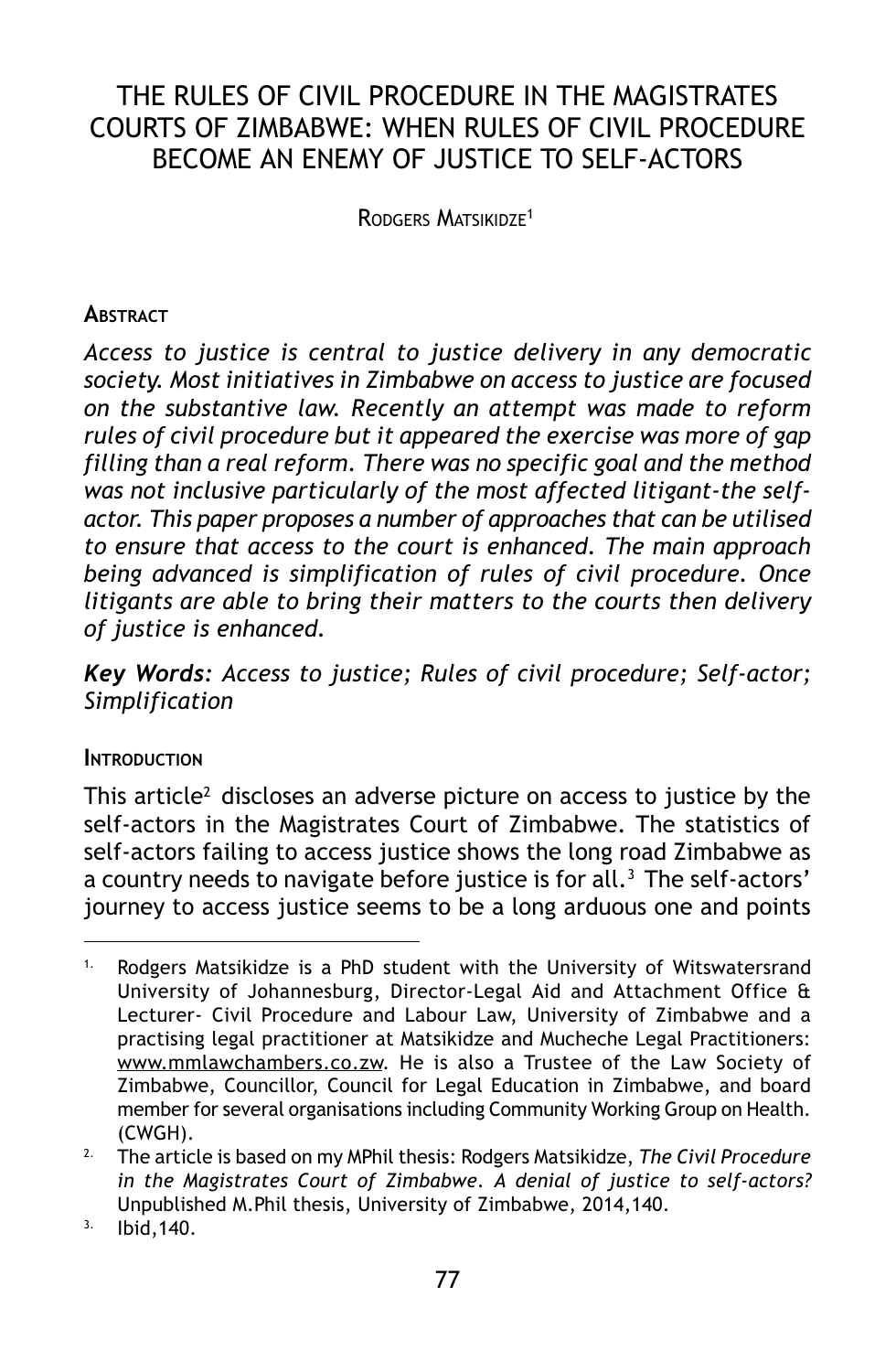# THE RULES OF CIVIL PROCEDURE IN THE MAGISTRATES COURTS OF ZIMBABWE: WHEN RULES OF CIVIL PROCEDURE BECOME AN ENEMY OF JUSTICE TO SELF-ACTORS

RODGERS MATSIKIDZE[1]

## ABSTRACT

*Access to justice is central to justice delivery in any democratic society. Most initiatives in Zimbabwe on access to justice are focused on the substantive law. Recently an attempt was made to reform rules of civil procedure but it appeared the exercise was more of gap filling than a real reform. There was no specific goal and the method was not inclusive particularly of the most affected litigant-the self-actor. This paper proposes a number of approaches that can be utilised to ensure that access to the court is enhanced. The main approach being advanced is simplification of rules of civil procedure. Once litigants are able to bring their matters to the courts then delivery of justice is enhanced.*

***Key Words:** Access to justice; Rules of civil procedure; Self-actor; Simplification*

## INTRODUCTION

This article[2] discloses an adverse picture on access to justice by the self-actors in the Magistrates Court of Zimbabwe. The statistics of self-actors failing to access justice shows the long road Zimbabwe as a country needs to navigate before justice is for all.[3] The self-actors' journey to access justice seems to be a long arduous one and points

---

1. Rodgers Matsikidze is a PhD student with the University of Witswatersrand University of Johannesburg, Director-Legal Aid and Attachment Office & Lecturer- Civil Procedure and Labour Law, University of Zimbabwe and a practising legal practitioner at Matsikidze and Mucheche Legal Practitioners: www.mmlawchambers.co.zw. He is also a Trustee of the Law Society of Zimbabwe, Councillor, Council for Legal Education in Zimbabwe, and board member for several organisations including Community Working Group on Health. (CWGH).
2. The article is based on my MPhil thesis: Rodgers Matsikidze, *The Civil Procedure in the Magistrates Court of Zimbabwe. A denial of justice to self-actors?* Unpublished M.Phil thesis, University of Zimbabwe, 2014,140.
3. Ibid,140.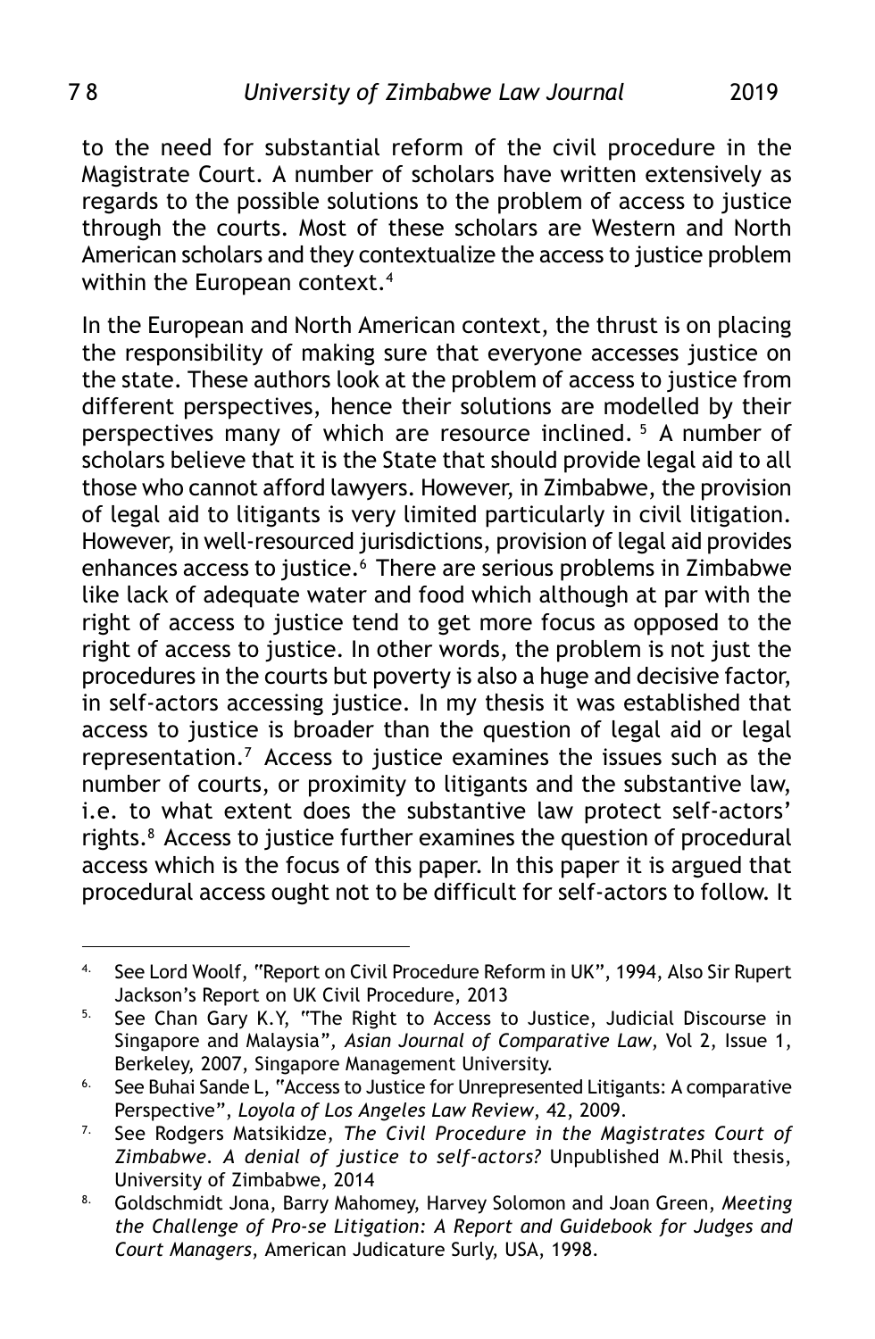to the need for substantial reform of the civil procedure in the Magistrate Court. A number of scholars have written extensively as regards to the possible solutions to the problem of access to justice through the courts. Most of these scholars are Western and North American scholars and they contextualize the access to justice problem within the European context.[4]

In the European and North American context, the thrust is on placing the responsibility of making sure that everyone accesses justice on the state. These authors look at the problem of access to justice from different perspectives, hence their solutions are modelled by their perspectives many of which are resource inclined. [5] A number of scholars believe that it is the State that should provide legal aid to all those who cannot afford lawyers. However, in Zimbabwe, the provision of legal aid to litigants is very limited particularly in civil litigation. However, in well-resourced jurisdictions, provision of legal aid provides enhances access to justice.[6] There are serious problems in Zimbabwe like lack of adequate water and food which although at par with the right of access to justice tend to get more focus as opposed to the right of access to justice. In other words, the problem is not just the procedures in the courts but poverty is also a huge and decisive factor, in self-actors accessing justice. In my thesis it was established that access to justice is broader than the question of legal aid or legal representation.[7] Access to justice examines the issues such as the number of courts, or proximity to litigants and the substantive law, i.e. to what extent does the substantive law protect self-actors' rights.[8] Access to justice further examines the question of procedural access which is the focus of this paper. In this paper it is argued that procedural access ought not to be difficult for self-actors to follow. It

---

4. See Lord Woolf, "Report on Civil Procedure Reform in UK", 1994, Also Sir Rupert Jackson's Report on UK Civil Procedure, 2013

5. See Chan Gary K.Y, "The Right to Access to Justice, Judicial Discourse in Singapore and Malaysia", *Asian Journal of Comparative Law*, Vol 2, Issue 1, Berkeley, 2007, Singapore Management University.

6. See Buhai Sande L, "Access to Justice for Unrepresented Litigants: A comparative Perspective", *Loyola of Los Angeles Law Review*, 42, 2009.

7. See Rodgers Matsikidze, *The Civil Procedure in the Magistrates Court of Zimbabwe. A denial of justice to self-actors?* Unpublished M.Phil thesis, University of Zimbabwe, 2014

8. Goldschmidt Jona, Barry Mahomey, Harvey Solomon and Joan Green, *Meeting the Challenge of Pro-se Litigation: A Report and Guidebook for Judges and Court Managers*, American Judicature Surly, USA, 1998.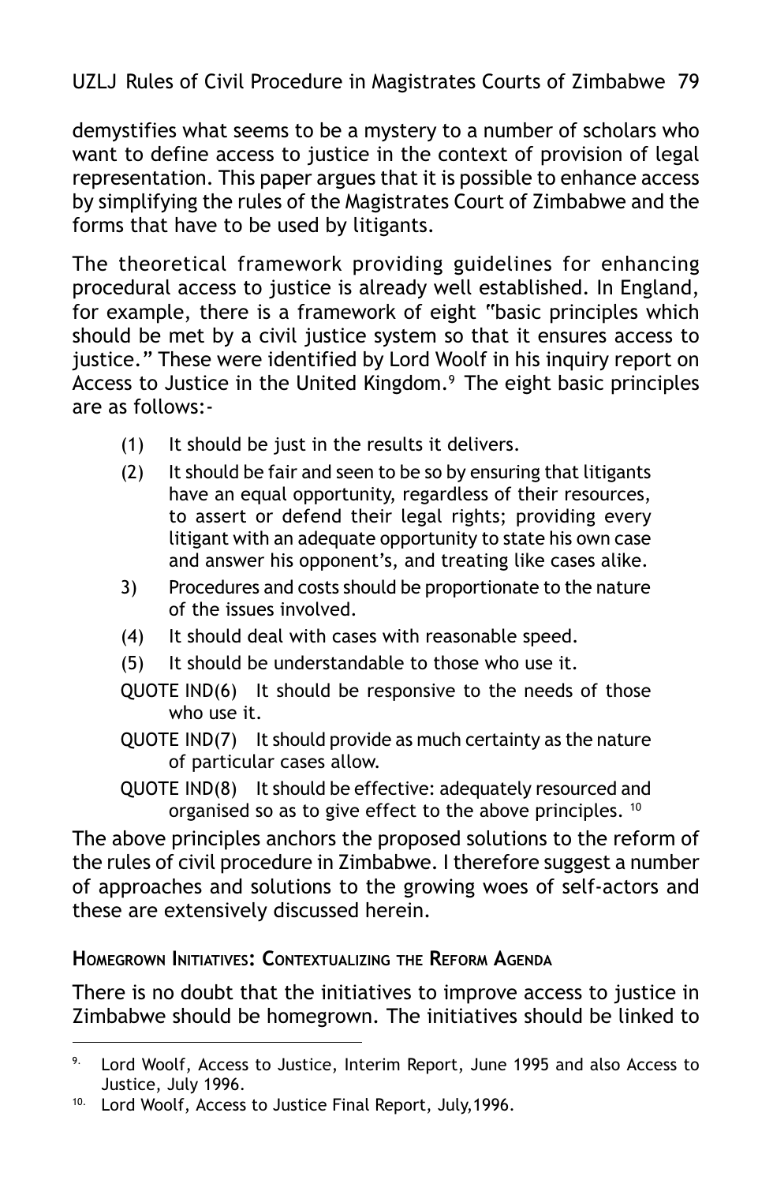demystifies what seems to be a mystery to a number of scholars who want to define access to justice in the context of provision of legal representation. This paper argues that it is possible to enhance access by simplifying the rules of the Magistrates Court of Zimbabwe and the forms that have to be used by litigants.

The theoretical framework providing guidelines for enhancing procedural access to justice is already well established. In England, for example, there is a framework of eight "basic principles which should be met by a civil justice system so that it ensures access to justice." These were identified by Lord Woolf in his inquiry report on Access to Justice in the United Kingdom.[9] The eight basic principles are as follows:-

(1) It should be just in the results it delivers.

(2) It should be fair and seen to be so by ensuring that litigants have an equal opportunity, regardless of their resources, to assert or defend their legal rights; providing every litigant with an adequate opportunity to state his own case and answer his opponent's, and treating like cases alike.

3) Procedures and costs should be proportionate to the nature of the issues involved.

(4) It should deal with cases with reasonable speed.

(5) It should be understandable to those who use it.

QUOTE IND(6) It should be responsive to the needs of those who use it.

QUOTE IND(7) It should provide as much certainty as the nature of particular cases allow.

QUOTE IND(8) It should be effective: adequately resourced and organised so as to give effect to the above principles. [10]

The above principles anchors the proposed solutions to the reform of the rules of civil procedure in Zimbabwe. I therefore suggest a number of approaches and solutions to the growing woes of self-actors and these are extensively discussed herein.

### Homegrown Initiatives: Contextualizing the Reform Agenda

There is no doubt that the initiatives to improve access to justice in Zimbabwe should be homegrown. The initiatives should be linked to

[9] Lord Woolf, Access to Justice, Interim Report, June 1995 and also Access to Justice, July 1996.

[10] Lord Woolf, Access to Justice Final Report, July,1996.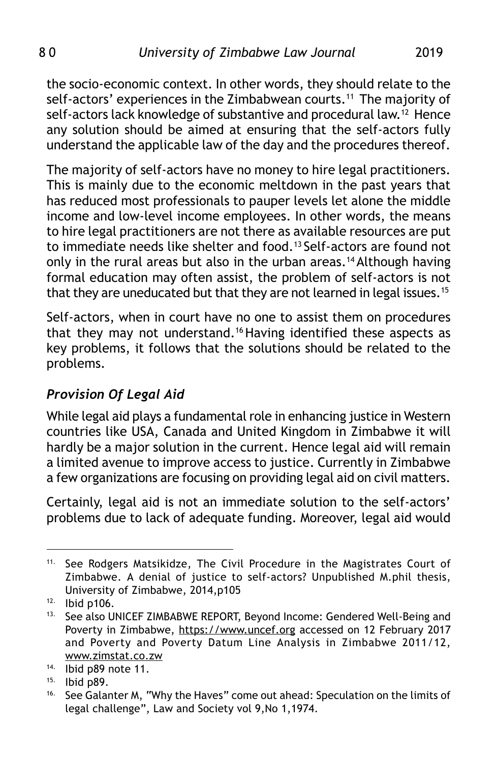the socio-economic context. In other words, they should relate to the self-actors' experiences in the Zimbabwean courts.[11] The majority of self-actors lack knowledge of substantive and procedural law.[12] Hence any solution should be aimed at ensuring that the self-actors fully understand the applicable law of the day and the procedures thereof.

The majority of self-actors have no money to hire legal practitioners. This is mainly due to the economic meltdown in the past years that has reduced most professionals to pauper levels let alone the middle income and low-level income employees. In other words, the means to hire legal practitioners are not there as available resources are put to immediate needs like shelter and food.[13] Self-actors are found not only in the rural areas but also in the urban areas.[14] Although having formal education may often assist, the problem of self-actors is not that they are uneducated but that they are not learned in legal issues.[15]

Self-actors, when in court have no one to assist them on procedures that they may not understand.[16] Having identified these aspects as key problems, it follows that the solutions should be related to the problems.

### *Provision Of Legal Aid*

While legal aid plays a fundamental role in enhancing justice in Western countries like USA, Canada and United Kingdom in Zimbabwe it will hardly be a major solution in the current. Hence legal aid will remain a limited avenue to improve access to justice. Currently in Zimbabwe a few organizations are focusing on providing legal aid on civil matters.

Certainly, legal aid is not an immediate solution to the self-actors' problems due to lack of adequate funding. Moreover, legal aid would

---

11. See Rodgers Matsikidze, The Civil Procedure in the Magistrates Court of Zimbabwe. A denial of justice to self-actors? Unpublished M.phil thesis, University of Zimbabwe, 2014,p105
12. Ibid p106.
13. See also UNICEF ZIMBABWE REPORT, Beyond Income: Gendered Well-Being and Poverty in Zimbabwe, https://www.uncef.org accessed on 12 February 2017 and Poverty and Poverty Datum Line Analysis in Zimbabwe 2011/12, www.zimstat.co.zw
14. Ibid p89 note 11.
15. Ibid p89.
16. See Galanter M, "Why the Haves" come out ahead: Speculation on the limits of legal challenge", Law and Society vol 9,No 1,1974.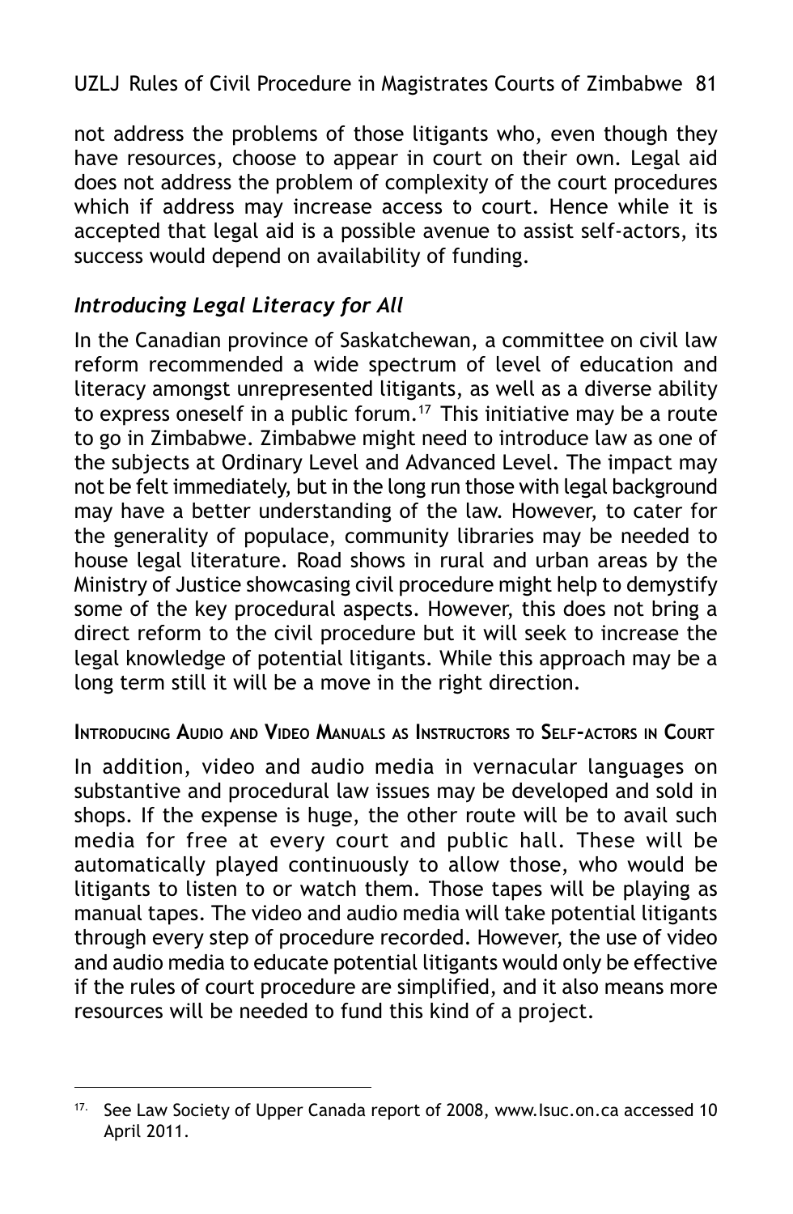not address the problems of those litigants who, even though they have resources, choose to appear in court on their own. Legal aid does not address the problem of complexity of the court procedures which if address may increase access to court. Hence while it is accepted that legal aid is a possible avenue to assist self-actors, its success would depend on availability of funding.

### *Introducing Legal Literacy for All*

In the Canadian province of Saskatchewan, a committee on civil law reform recommended a wide spectrum of level of education and literacy amongst unrepresented litigants, as well as a diverse ability to express oneself in a public forum.[17] This initiative may be a route to go in Zimbabwe. Zimbabwe might need to introduce law as one of the subjects at Ordinary Level and Advanced Level. The impact may not be felt immediately, but in the long run those with legal background may have a better understanding of the law. However, to cater for the generality of populace, community libraries may be needed to house legal literature. Road shows in rural and urban areas by the Ministry of Justice showcasing civil procedure might help to demystify some of the key procedural aspects. However, this does not bring a direct reform to the civil procedure but it will seek to increase the legal knowledge of potential litigants. While this approach may be a long term still it will be a move in the right direction.

#### Introducing Audio and Video Manuals as Instructors to Self-actors in Court

In addition, video and audio media in vernacular languages on substantive and procedural law issues may be developed and sold in shops. If the expense is huge, the other route will be to avail such media for free at every court and public hall. These will be automatically played continuously to allow those, who would be litigants to listen to or watch them. Those tapes will be playing as manual tapes. The video and audio media will take potential litigants through every step of procedure recorded. However, the use of video and audio media to educate potential litigants would only be effective if the rules of court procedure are simplified, and it also means more resources will be needed to fund this kind of a project.

---

17. See Law Society of Upper Canada report of 2008, www.lsuc.on.ca accessed 10 April 2011.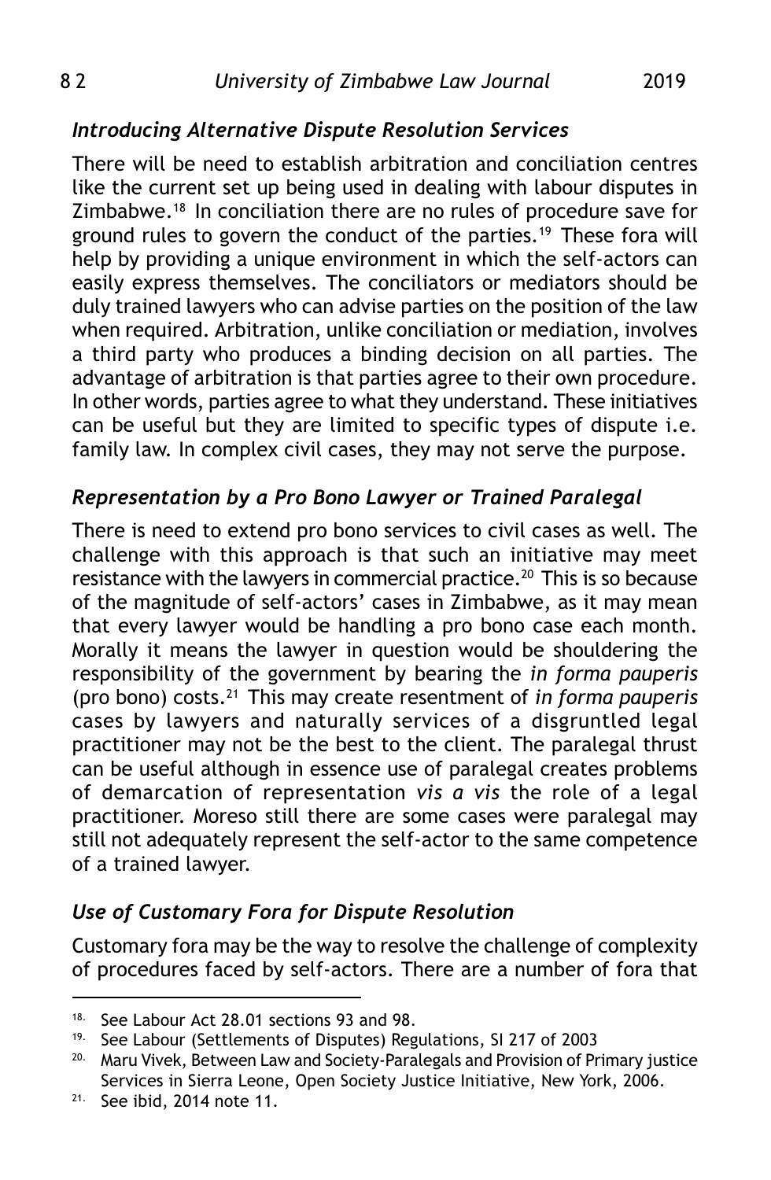### *Introducing Alternative Dispute Resolution Services*

There will be need to establish arbitration and conciliation centres like the current set up being used in dealing with labour disputes in Zimbabwe.[18] In conciliation there are no rules of procedure save for ground rules to govern the conduct of the parties.[19] These fora will help by providing a unique environment in which the self-actors can easily express themselves. The conciliators or mediators should be duly trained lawyers who can advise parties on the position of the law when required. Arbitration, unlike conciliation or mediation, involves a third party who produces a binding decision on all parties. The advantage of arbitration is that parties agree to their own procedure. In other words, parties agree to what they understand. These initiatives can be useful but they are limited to specific types of dispute i.e. family law. In complex civil cases, they may not serve the purpose.

### *Representation by a Pro Bono Lawyer or Trained Paralegal*

There is need to extend pro bono services to civil cases as well. The challenge with this approach is that such an initiative may meet resistance with the lawyers in commercial practice.[20] This is so because of the magnitude of self-actors' cases in Zimbabwe, as it may mean that every lawyer would be handling a pro bono case each month. Morally it means the lawyer in question would be shouldering the responsibility of the government by bearing the *in forma pauperis* (pro bono) costs.[21] This may create resentment of *in forma pauperis* cases by lawyers and naturally services of a disgruntled legal practitioner may not be the best to the client. The paralegal thrust can be useful although in essence use of paralegal creates problems of demarcation of representation *vis a vis* the role of a legal practitioner. Moreso still there are some cases were paralegal may still not adequately represent the self-actor to the same competence of a trained lawyer.

### *Use of Customary Fora for Dispute Resolution*

Customary fora may be the way to resolve the challenge of complexity of procedures faced by self-actors. There are a number of fora that

---

18. See Labour Act 28.01 sections 93 and 98.

19. See Labour (Settlements of Disputes) Regulations, SI 217 of 2003

20. Maru Vivek, Between Law and Society-Paralegals and Provision of Primary justice Services in Sierra Leone, Open Society Justice Initiative, New York, 2006.

21. See ibid, 2014 note 11.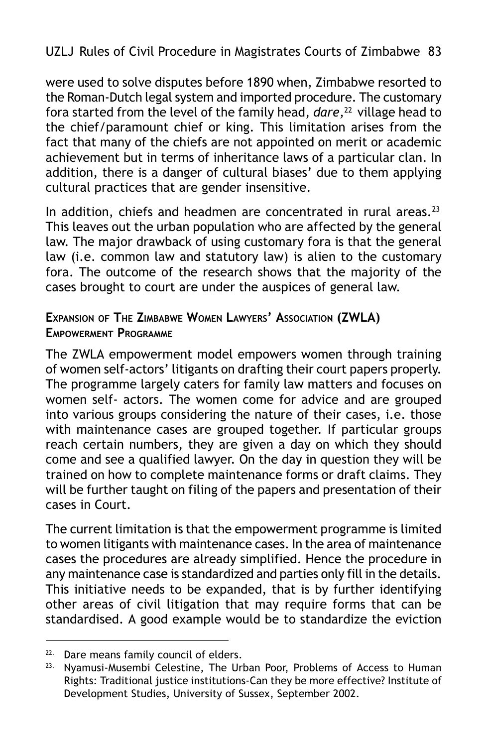were used to solve disputes before 1890 when, Zimbabwe resorted to the Roman-Dutch legal system and imported procedure. The customary fora started from the level of the family head, *dare*,[22] village head to the chief/paramount chief or king. This limitation arises from the fact that many of the chiefs are not appointed on merit or academic achievement but in terms of inheritance laws of a particular clan. In addition, there is a danger of cultural biases' due to them applying cultural practices that are gender insensitive.

In addition, chiefs and headmen are concentrated in rural areas.[23] This leaves out the urban population who are affected by the general law. The major drawback of using customary fora is that the general law (i.e. common law and statutory law) is alien to the customary fora. The outcome of the research shows that the majority of the cases brought to court are under the auspices of general law.

### Expansion of The Zimbabwe Women Lawyers' Association (ZWLA) Empowerment Programme

The ZWLA empowerment model empowers women through training of women self-actors' litigants on drafting their court papers properly. The programme largely caters for family law matters and focuses on women self- actors. The women come for advice and are grouped into various groups considering the nature of their cases, i.e. those with maintenance cases are grouped together. If particular groups reach certain numbers, they are given a day on which they should come and see a qualified lawyer. On the day in question they will be trained on how to complete maintenance forms or draft claims. They will be further taught on filing of the papers and presentation of their cases in Court.

The current limitation is that the empowerment programme is limited to women litigants with maintenance cases. In the area of maintenance cases the procedures are already simplified. Hence the procedure in any maintenance case is standardized and parties only fill in the details. This initiative needs to be expanded, that is by further identifying other areas of civil litigation that may require forms that can be standardised. A good example would be to standardize the eviction

---

[22] Dare means family council of elders.

[23] Nyamusi-Musembi Celestine, The Urban Poor, Problems of Access to Human Rights: Traditional justice institutions-Can they be more effective? Institute of Development Studies, University of Sussex, September 2002.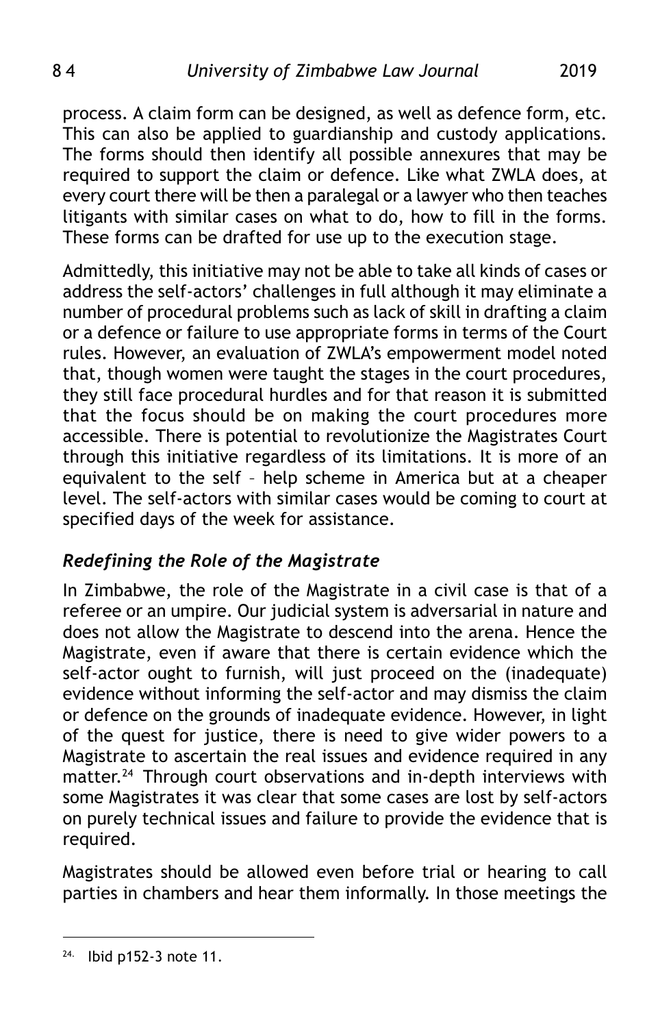process. A claim form can be designed, as well as defence form, etc. This can also be applied to guardianship and custody applications. The forms should then identify all possible annexures that may be required to support the claim or defence. Like what ZWLA does, at every court there will be then a paralegal or a lawyer who then teaches litigants with similar cases on what to do, how to fill in the forms. These forms can be drafted for use up to the execution stage.

Admittedly, this initiative may not be able to take all kinds of cases or address the self-actors' challenges in full although it may eliminate a number of procedural problems such as lack of skill in drafting a claim or a defence or failure to use appropriate forms in terms of the Court rules. However, an evaluation of ZWLA's empowerment model noted that, though women were taught the stages in the court procedures, they still face procedural hurdles and for that reason it is submitted that the focus should be on making the court procedures more accessible. There is potential to revolutionize the Magistrates Court through this initiative regardless of its limitations. It is more of an equivalent to the self – help scheme in America but at a cheaper level. The self-actors with similar cases would be coming to court at specified days of the week for assistance.

### *Redefining the Role of the Magistrate*

In Zimbabwe, the role of the Magistrate in a civil case is that of a referee or an umpire. Our judicial system is adversarial in nature and does not allow the Magistrate to descend into the arena. Hence the Magistrate, even if aware that there is certain evidence which the self-actor ought to furnish, will just proceed on the (inadequate) evidence without informing the self-actor and may dismiss the claim or defence on the grounds of inadequate evidence. However, in light of the quest for justice, there is need to give wider powers to a Magistrate to ascertain the real issues and evidence required in any matter.[24] Through court observations and in-depth interviews with some Magistrates it was clear that some cases are lost by self-actors on purely technical issues and failure to provide the evidence that is required.

Magistrates should be allowed even before trial or hearing to call parties in chambers and hear them informally. In those meetings the

---

24. Ibid p152-3 note 11.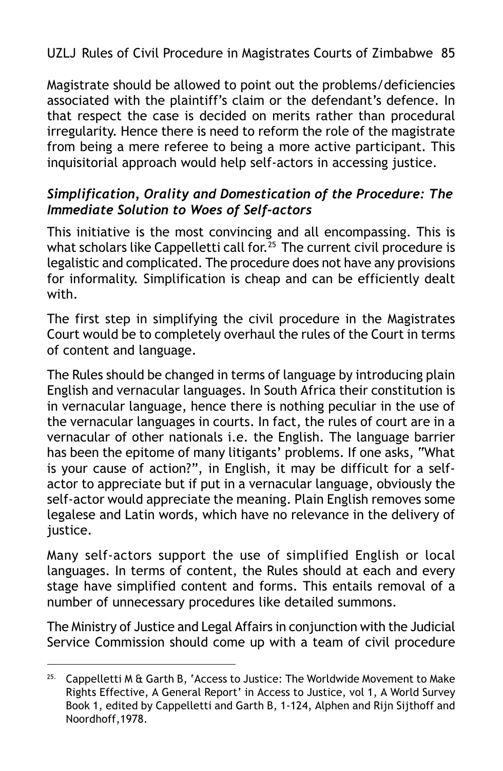Magistrate should be allowed to point out the problems/deficiencies associated with the plaintiff's claim or the defendant's defence. In that respect the case is decided on merits rather than procedural irregularity. Hence there is need to reform the role of the magistrate from being a mere referee to being a more active participant. This inquisitorial approach would help self-actors in accessing justice.

### *Simplification, Orality and Domestication of the Procedure: The Immediate Solution to Woes of Self-actors*

This initiative is the most convincing and all encompassing. This is what scholars like Cappelletti call for.[25] The current civil procedure is legalistic and complicated. The procedure does not have any provisions for informality. Simplification is cheap and can be efficiently dealt with.

The first step in simplifying the civil procedure in the Magistrates Court would be to completely overhaul the rules of the Court in terms of content and language.

The Rules should be changed in terms of language by introducing plain English and vernacular languages. In South Africa their constitution is in vernacular language, hence there is nothing peculiar in the use of the vernacular languages in courts. In fact, the rules of court are in a vernacular of other nationals i.e. the English. The language barrier has been the epitome of many litigants' problems. If one asks, "What is your cause of action?", in English, it may be difficult for a self-actor to appreciate but if put in a vernacular language, obviously the self-actor would appreciate the meaning. Plain English removes some legalese and Latin words, which have no relevance in the delivery of justice.

Many self-actors support the use of simplified English or local languages. In terms of content, the Rules should at each and every stage have simplified content and forms. This entails removal of a number of unnecessary procedures like detailed summons.

The Ministry of Justice and Legal Affairs in conjunction with the Judicial Service Commission should come up with a team of civil procedure

---

[25] Cappelletti M & Garth B, 'Access to Justice: The Worldwide Movement to Make Rights Effective, A General Report' in Access to Justice, vol 1, A World Survey Book 1, edited by Cappelletti and Garth B, 1-124, Alphen and Rijn Sijthoff and Noordhoff,1978.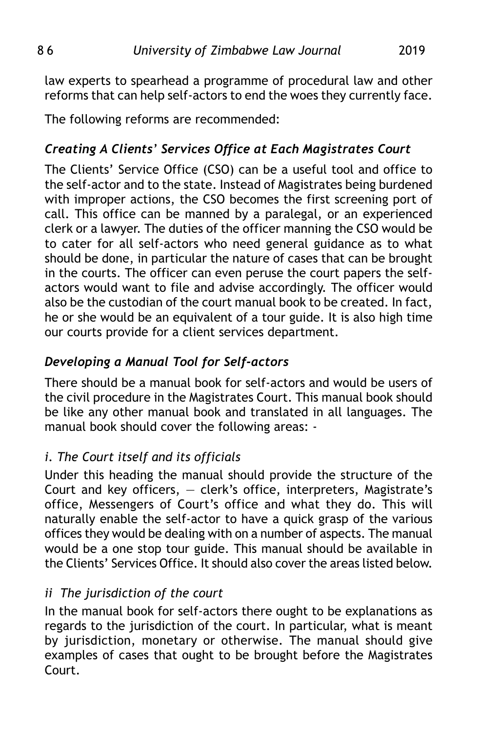law experts to spearhead a programme of procedural law and other reforms that can help self-actors to end the woes they currently face.

The following reforms are recommended:

### *Creating A Clients' Services Office at Each Magistrates Court*

The Clients' Service Office (CSO) can be a useful tool and office to the self-actor and to the state. Instead of Magistrates being burdened with improper actions, the CSO becomes the first screening port of call. This office can be manned by a paralegal, or an experienced clerk or a lawyer. The duties of the officer manning the CSO would be to cater for all self-actors who need general guidance as to what should be done, in particular the nature of cases that can be brought in the courts. The officer can even peruse the court papers the self-actors would want to file and advise accordingly. The officer would also be the custodian of the court manual book to be created. In fact, he or she would be an equivalent of a tour guide. It is also high time our courts provide for a client services department.

### *Developing a Manual Tool for Self-actors*

There should be a manual book for self-actors and would be users of the civil procedure in the Magistrates Court. This manual book should be like any other manual book and translated in all languages. The manual book should cover the following areas: -

#### *i. The Court itself and its officials*

Under this heading the manual should provide the structure of the Court and key officers, — clerk's office, interpreters, Magistrate's office, Messengers of Court's office and what they do. This will naturally enable the self-actor to have a quick grasp of the various offices they would be dealing with on a number of aspects. The manual would be a one stop tour guide. This manual should be available in the Clients' Services Office. It should also cover the areas listed below.

#### *ii The jurisdiction of the court*

In the manual book for self-actors there ought to be explanations as regards to the jurisdiction of the court. In particular, what is meant by jurisdiction, monetary or otherwise. The manual should give examples of cases that ought to be brought before the Magistrates Court.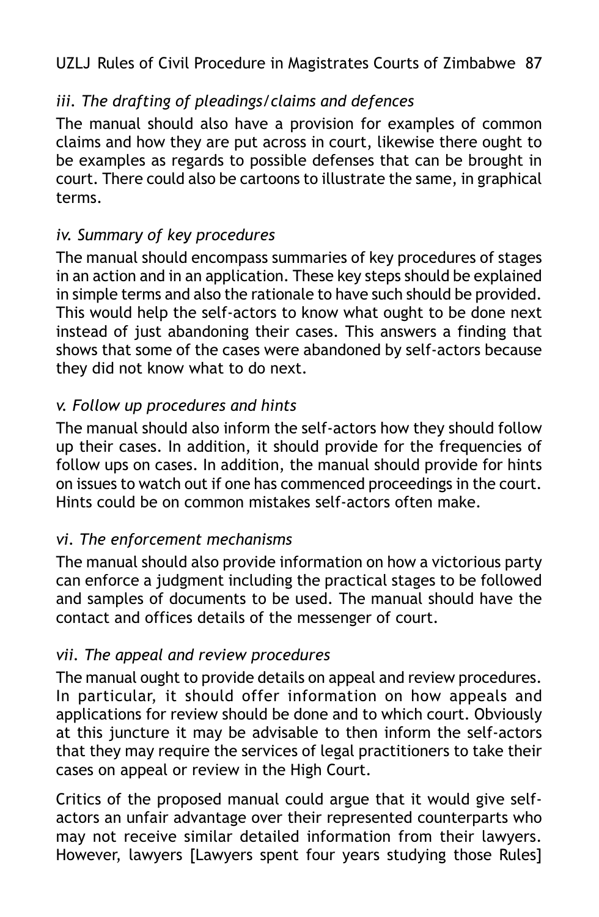### *iii. The drafting of pleadings/claims and defences*

The manual should also have a provision for examples of common claims and how they are put across in court, likewise there ought to be examples as regards to possible defenses that can be brought in court. There could also be cartoons to illustrate the same, in graphical terms.

### *iv. Summary of key procedures*

The manual should encompass summaries of key procedures of stages in an action and in an application. These key steps should be explained in simple terms and also the rationale to have such should be provided. This would help the self-actors to know what ought to be done next instead of just abandoning their cases. This answers a finding that shows that some of the cases were abandoned by self-actors because they did not know what to do next.

### *v. Follow up procedures and hints*

The manual should also inform the self-actors how they should follow up their cases. In addition, it should provide for the frequencies of follow ups on cases. In addition, the manual should provide for hints on issues to watch out if one has commenced proceedings in the court. Hints could be on common mistakes self-actors often make.

### *vi. The enforcement mechanisms*

The manual should also provide information on how a victorious party can enforce a judgment including the practical stages to be followed and samples of documents to be used. The manual should have the contact and offices details of the messenger of court.

### *vii. The appeal and review procedures*

The manual ought to provide details on appeal and review procedures. In particular, it should offer information on how appeals and applications for review should be done and to which court. Obviously at this juncture it may be advisable to then inform the self-actors that they may require the services of legal practitioners to take their cases on appeal or review in the High Court.

Critics of the proposed manual could argue that it would give self-actors an unfair advantage over their represented counterparts who may not receive similar detailed information from their lawyers. However, lawyers [Lawyers spent four years studying those Rules]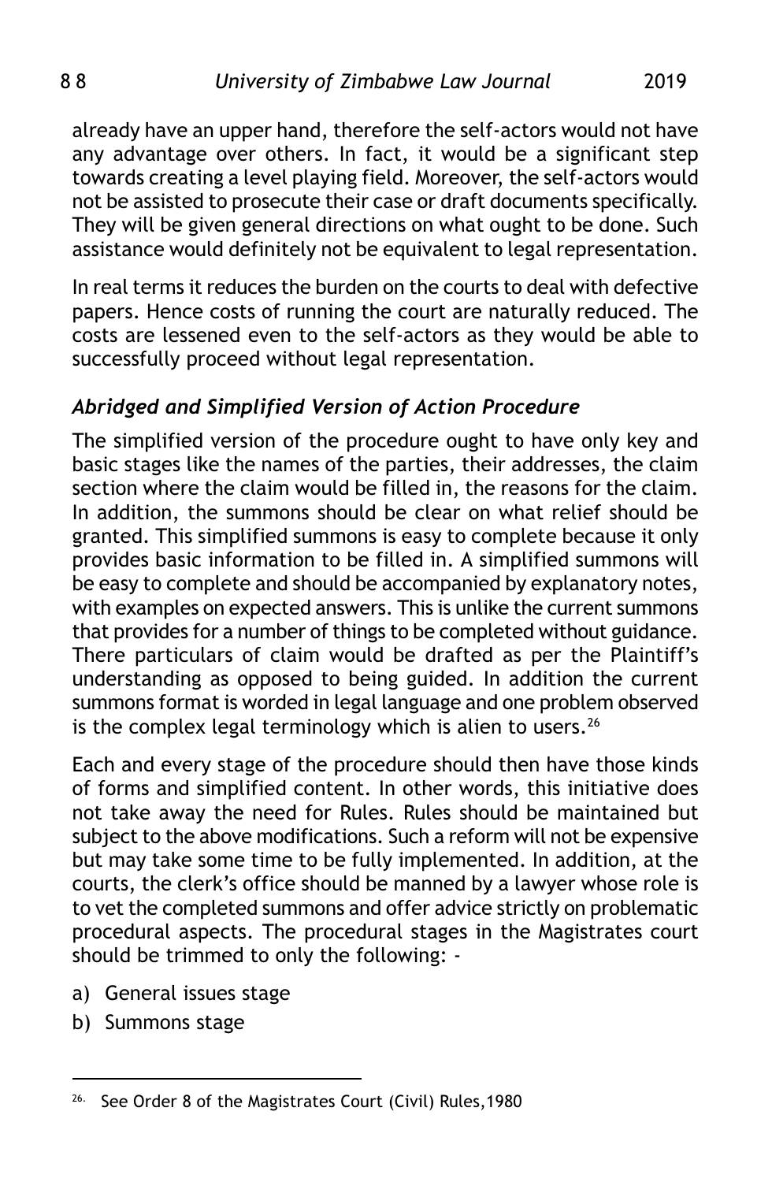already have an upper hand, therefore the self-actors would not have any advantage over others. In fact, it would be a significant step towards creating a level playing field. Moreover, the self-actors would not be assisted to prosecute their case or draft documents specifically. They will be given general directions on what ought to be done. Such assistance would definitely not be equivalent to legal representation.

In real terms it reduces the burden on the courts to deal with defective papers. Hence costs of running the court are naturally reduced. The costs are lessened even to the self-actors as they would be able to successfully proceed without legal representation.

### *Abridged and Simplified Version of Action Procedure*

The simplified version of the procedure ought to have only key and basic stages like the names of the parties, their addresses, the claim section where the claim would be filled in, the reasons for the claim. In addition, the summons should be clear on what relief should be granted. This simplified summons is easy to complete because it only provides basic information to be filled in. A simplified summons will be easy to complete and should be accompanied by explanatory notes, with examples on expected answers. This is unlike the current summons that provides for a number of things to be completed without guidance. There particulars of claim would be drafted as per the Plaintiff's understanding as opposed to being guided. In addition the current summons format is worded in legal language and one problem observed is the complex legal terminology which is alien to users.[26]

Each and every stage of the procedure should then have those kinds of forms and simplified content. In other words, this initiative does not take away the need for Rules. Rules should be maintained but subject to the above modifications. Such a reform will not be expensive but may take some time to be fully implemented. In addition, at the courts, the clerk's office should be manned by a lawyer whose role is to vet the completed summons and offer advice strictly on problematic procedural aspects. The procedural stages in the Magistrates court should be trimmed to only the following: -

a) General issues stage
b) Summons stage

---

26. See Order 8 of the Magistrates Court (Civil) Rules,1980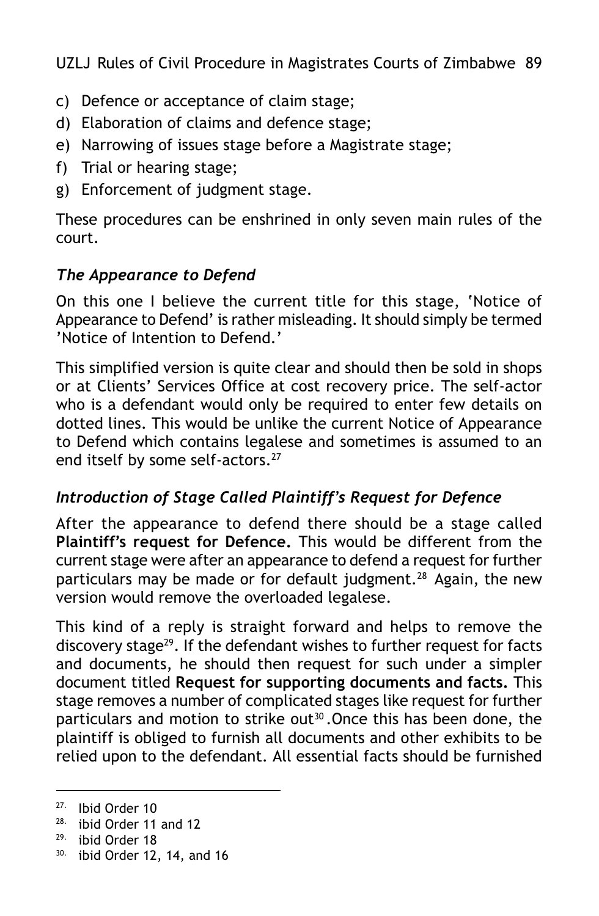c) Defence or acceptance of claim stage;
d) Elaboration of claims and defence stage;
e) Narrowing of issues stage before a Magistrate stage;
f) Trial or hearing stage;
g) Enforcement of judgment stage.

These procedures can be enshrined in only seven main rules of the court.

### *The Appearance to Defend*

On this one I believe the current title for this stage, 'Notice of Appearance to Defend' is rather misleading. It should simply be termed 'Notice of Intention to Defend.'

This simplified version is quite clear and should then be sold in shops or at Clients' Services Office at cost recovery price. The self-actor who is a defendant would only be required to enter few details on dotted lines. This would be unlike the current Notice of Appearance to Defend which contains legalese and sometimes is assumed to an end itself by some self-actors.[27]

### *Introduction of Stage Called Plaintiff's Request for Defence*

After the appearance to defend there should be a stage called **Plaintiff's request for Defence.** This would be different from the current stage were after an appearance to defend a request for further particulars may be made or for default judgment.[28] Again, the new version would remove the overloaded legalese.

This kind of a reply is straight forward and helps to remove the discovery stage[29]. If the defendant wishes to further request for facts and documents, he should then request for such under a simpler document titled **Request for supporting documents and facts.** This stage removes a number of complicated stages like request for further particulars and motion to strike out[30].Once this has been done, the plaintiff is obliged to furnish all documents and other exhibits to be relied upon to the defendant. All essential facts should be furnished

---

27. Ibid Order 10
28. ibid Order 11 and 12
29. ibid Order 18
30. ibid Order 12, 14, and 16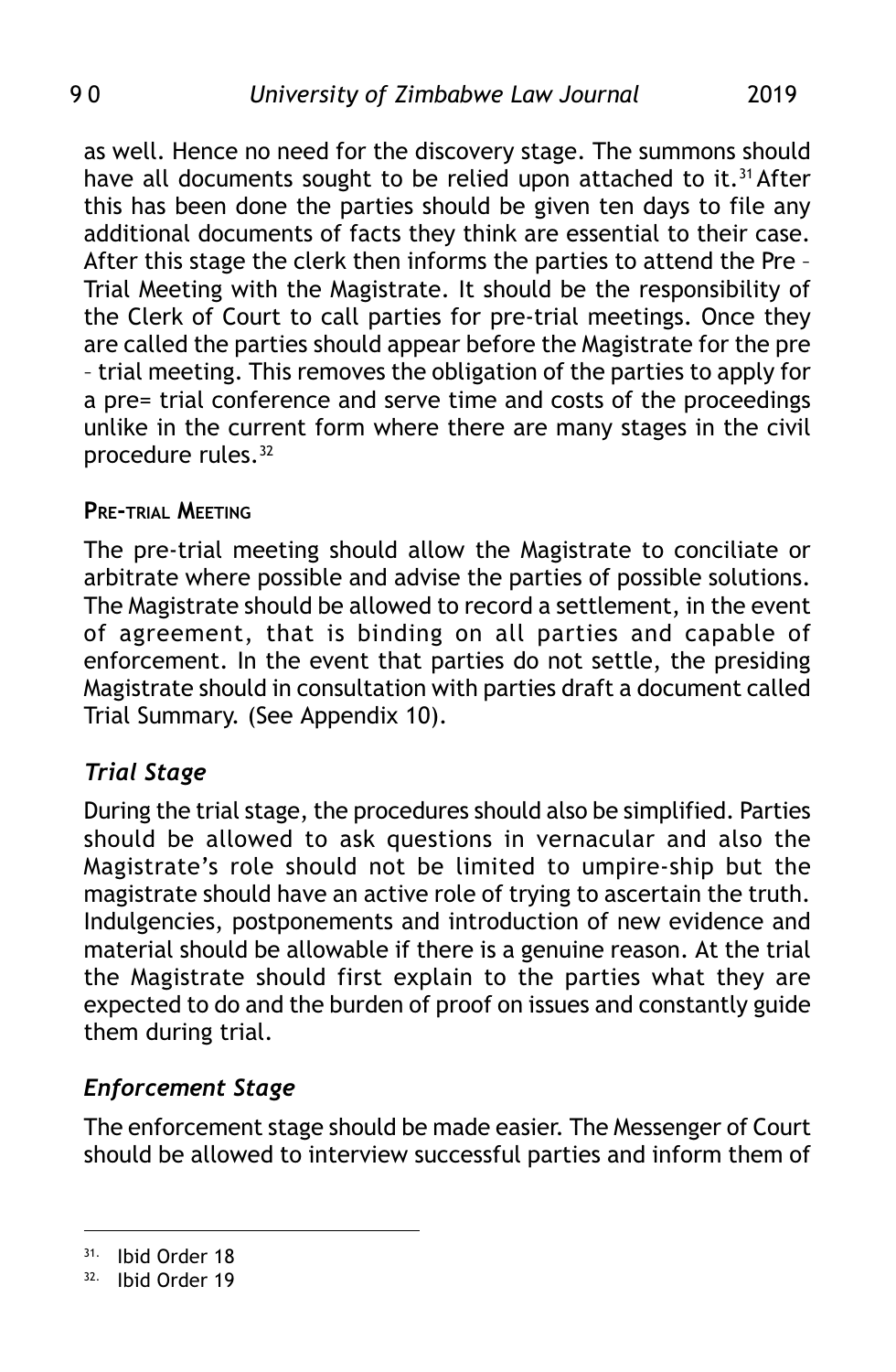as well. Hence no need for the discovery stage. The summons should have all documents sought to be relied upon attached to it.[31] After this has been done the parties should be given ten days to file any additional documents of facts they think are essential to their case. After this stage the clerk then informs the parties to attend the Pre – Trial Meeting with the Magistrate. It should be the responsibility of the Clerk of Court to call parties for pre-trial meetings. Once they are called the parties should appear before the Magistrate for the pre – trial meeting. This removes the obligation of the parties to apply for a pre= trial conference and serve time and costs of the proceedings unlike in the current form where there are many stages in the civil procedure rules.[32]

### PRE-TRIAL MEETING

The pre-trial meeting should allow the Magistrate to conciliate or arbitrate where possible and advise the parties of possible solutions. The Magistrate should be allowed to record a settlement, in the event of agreement, that is binding on all parties and capable of enforcement. In the event that parties do not settle, the presiding Magistrate should in consultation with parties draft a document called Trial Summary. (See Appendix 10).

### *Trial Stage*

During the trial stage, the procedures should also be simplified. Parties should be allowed to ask questions in vernacular and also the Magistrate's role should not be limited to umpire-ship but the magistrate should have an active role of trying to ascertain the truth. Indulgencies, postponements and introduction of new evidence and material should be allowable if there is a genuine reason. At the trial the Magistrate should first explain to the parties what they are expected to do and the burden of proof on issues and constantly guide them during trial.

### *Enforcement Stage*

The enforcement stage should be made easier. The Messenger of Court should be allowed to interview successful parties and inform them of

---

31. Ibid Order 18
32. Ibid Order 19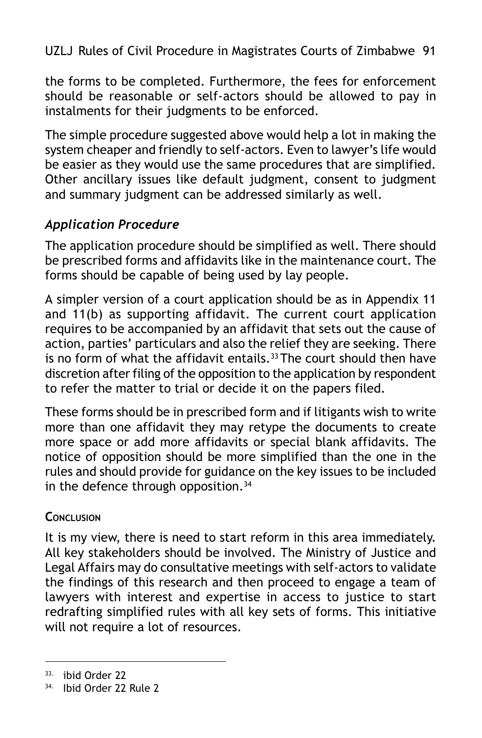the forms to be completed. Furthermore, the fees for enforcement should be reasonable or self-actors should be allowed to pay in instalments for their judgments to be enforced.

The simple procedure suggested above would help a lot in making the system cheaper and friendly to self-actors. Even to lawyer's life would be easier as they would use the same procedures that are simplified. Other ancillary issues like default judgment, consent to judgment and summary judgment can be addressed similarly as well.

### *Application Procedure*

The application procedure should be simplified as well. There should be prescribed forms and affidavits like in the maintenance court. The forms should be capable of being used by lay people.

A simpler version of a court application should be as in Appendix 11 and 11(b) as supporting affidavit. The current court application requires to be accompanied by an affidavit that sets out the cause of action, parties' particulars and also the relief they are seeking. There is no form of what the affidavit entails.[33] The court should then have discretion after filing of the opposition to the application by respondent to refer the matter to trial or decide it on the papers filed.

These forms should be in prescribed form and if litigants wish to write more than one affidavit they may retype the documents to create more space or add more affidavits or special blank affidavits. The notice of opposition should be more simplified than the one in the rules and should provide for guidance on the key issues to be included in the defence through opposition.[34]

## **Conclusion**

It is my view, there is need to start reform in this area immediately. All key stakeholders should be involved. The Ministry of Justice and Legal Affairs may do consultative meetings with self-actors to validate the findings of this research and then proceed to engage a team of lawyers with interest and expertise in access to justice to start redrafting simplified rules with all key sets of forms. This initiative will not require a lot of resources.

---

[33] ibid Order 22

[34] Ibid Order 22 Rule 2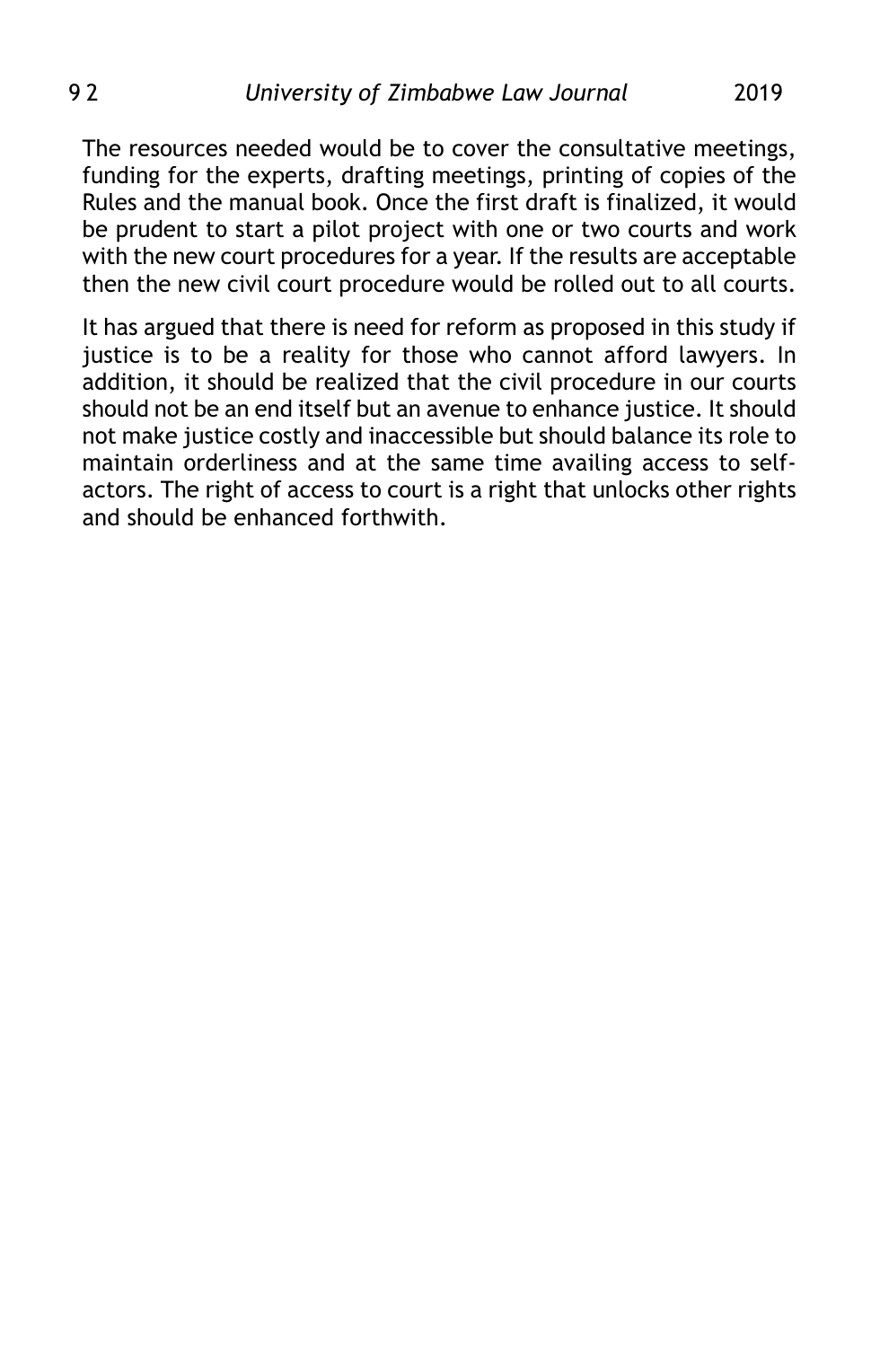The resources needed would be to cover the consultative meetings, funding for the experts, drafting meetings, printing of copies of the Rules and the manual book. Once the first draft is finalized, it would be prudent to start a pilot project with one or two courts and work with the new court procedures for a year. If the results are acceptable then the new civil court procedure would be rolled out to all courts.

It has argued that there is need for reform as proposed in this study if justice is to be a reality for those who cannot afford lawyers. In addition, it should be realized that the civil procedure in our courts should not be an end itself but an avenue to enhance justice. It should not make justice costly and inaccessible but should balance its role to maintain orderliness and at the same time availing access to self-actors. The right of access to court is a right that unlocks other rights and should be enhanced forthwith.